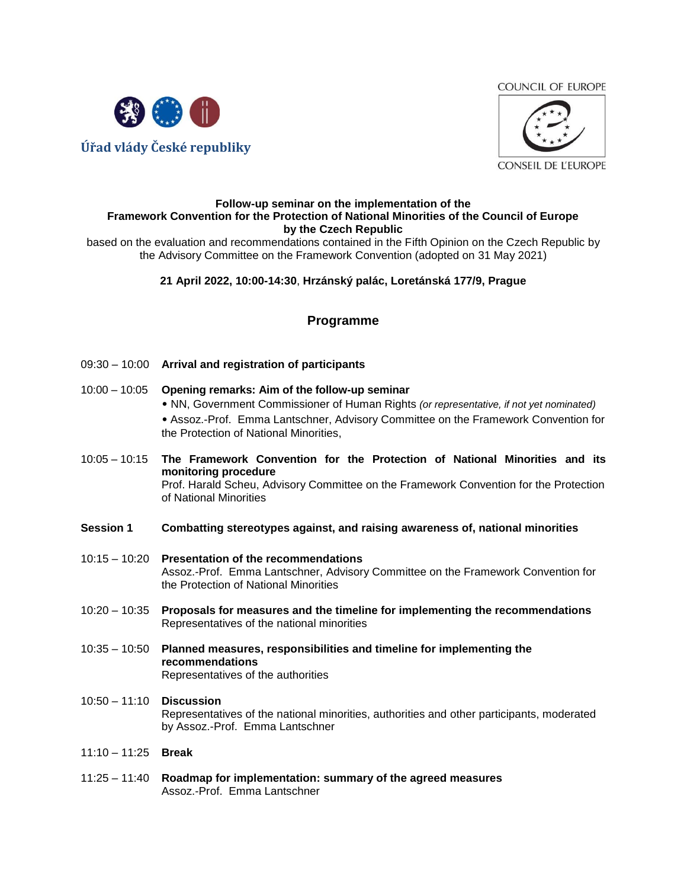Úřad vlády České republiky

COUNCIL OF EUROPE

CONSEIL DE L'EUROPE

**Follow-up seminar on the implementation of the**
**Framework Convention for the Protection of National Minorities of the Council of Europe**
**by the Czech Republic**
based on the evaluation and recommendations contained in the Fifth Opinion on the Czech Republic by the Advisory Committee on the Framework Convention (adopted on 31 May 2021)

**21 April 2022, 10:00-14:30**, **Hrzánský palác, Loretánská 177/9, Prague**

## Programme

09:30 – 10:00 **Arrival and registration of participants**

10:00 – 10:05 **Opening remarks: Aim of the follow-up seminar**
- NN, Government Commissioner of Human Rights *(or representative, if not yet nominated)*
- Assoz.-Prof. Emma Lantschner, Advisory Committee on the Framework Convention for the Protection of National Minorities,

10:05 – 10:15 **The Framework Convention for the Protection of National Minorities and its monitoring procedure**
Prof. Harald Scheu, Advisory Committee on the Framework Convention for the Protection of National Minorities

**Session 1** **Combatting stereotypes against, and raising awareness of, national minorities**

10:15 – 10:20 **Presentation of the recommendations**
Assoz.-Prof. Emma Lantschner, Advisory Committee on the Framework Convention for the Protection of National Minorities

10:20 – 10:35 **Proposals for measures and the timeline for implementing the recommendations**
Representatives of the national minorities

10:35 – 10:50 **Planned measures, responsibilities and timeline for implementing the recommendations**
Representatives of the authorities

10:50 – 11:10 **Discussion**
Representatives of the national minorities, authorities and other participants, moderated by Assoz.-Prof. Emma Lantschner

11:10 – 11:25 **Break**

11:25 – 11:40 **Roadmap for implementation: summary of the agreed measures**
Assoz.-Prof. Emma Lantschner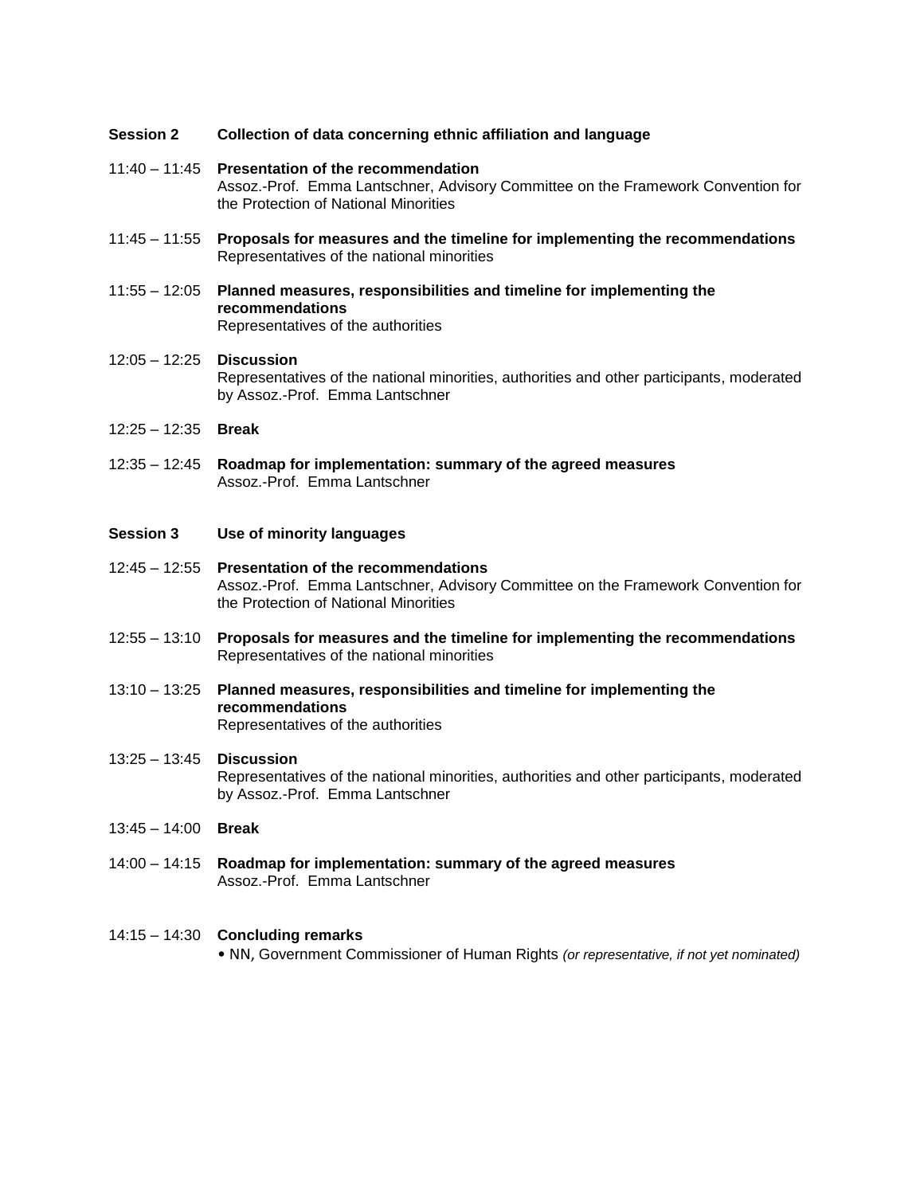**Session 2** **Collection of data concerning ethnic affiliation and language**

11:40 – 11:45 **Presentation of the recommendation**
Assoz.-Prof. Emma Lantschner, Advisory Committee on the Framework Convention for the Protection of National Minorities

11:45 – 11:55 **Proposals for measures and the timeline for implementing the recommendations**
Representatives of the national minorities

11:55 – 12:05 **Planned measures, responsibilities and timeline for implementing the recommendations**
Representatives of the authorities

12:05 – 12:25 **Discussion**
Representatives of the national minorities, authorities and other participants, moderated by Assoz.-Prof. Emma Lantschner

12:25 – 12:35 **Break**

12:35 – 12:45 **Roadmap for implementation: summary of the agreed measures**
Assoz.-Prof. Emma Lantschner

**Session 3** **Use of minority languages**

12:45 – 12:55 **Presentation of the recommendations**
Assoz.-Prof. Emma Lantschner, Advisory Committee on the Framework Convention for the Protection of National Minorities

12:55 – 13:10 **Proposals for measures and the timeline for implementing the recommendations**
Representatives of the national minorities

13:10 – 13:25 **Planned measures, responsibilities and timeline for implementing the recommendations**
Representatives of the authorities

13:25 – 13:45 **Discussion**
Representatives of the national minorities, authorities and other participants, moderated by Assoz.-Prof. Emma Lantschner

13:45 – 14:00 **Break**

14:00 – 14:15 **Roadmap for implementation: summary of the agreed measures**
Assoz.-Prof. Emma Lantschner

14:15 – 14:30 **Concluding remarks**
- NN, Government Commissioner of Human Rights *(or representative, if not yet nominated)*